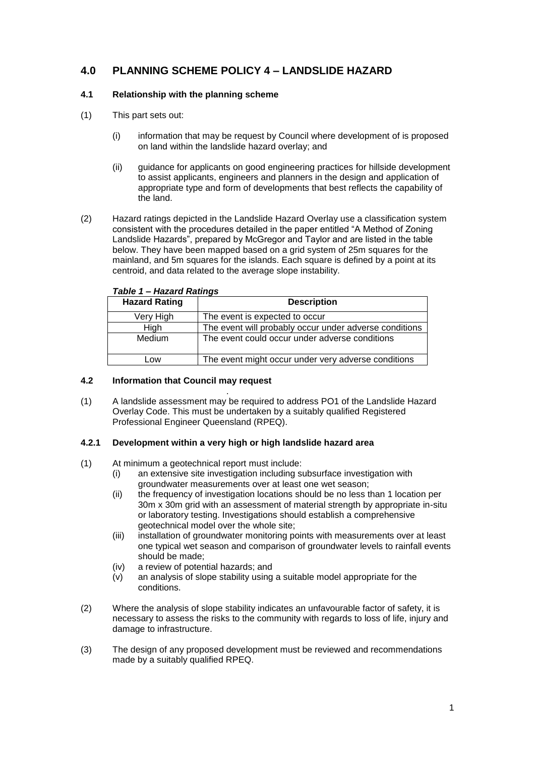# 4.0 PLANNING SCHEME POLICY 4 – LANDSLIDE HAZARD

## 4.1 Relationship with the planning scheme

(1) This part sets out:

  (i) information that may be request by Council where development of is proposed on land within the landslide hazard overlay; and

  (ii) guidance for applicants on good engineering practices for hillside development to assist applicants, engineers and planners in the design and application of appropriate type and form of developments that best reflects the capability of the land.

(2) Hazard ratings depicted in the Landslide Hazard Overlay use a classification system consistent with the procedures detailed in the paper entitled "A Method of Zoning Landslide Hazards", prepared by McGregor and Taylor and are listed in the table below. They have been mapped based on a grid system of 25m squares for the mainland, and 5m squares for the islands. Each square is defined by a point at its centroid, and data related to the average slope instability.

***Table 1 – Hazard Ratings***

| Hazard Rating | Description |
|---|---|
| Very High | The event is expected to occur |
| High | The event will probably occur under adverse conditions |
| Medium | The event could occur under adverse conditions |
| Low | The event might occur under very adverse conditions |

## 4.2 Information that Council may request

(1) A landslide assessment may be required to address PO1 of the Landslide Hazard Overlay Code. This must be undertaken by a suitably qualified Registered Professional Engineer Queensland (RPEQ).

### 4.2.1 Development within a very high or high landslide hazard area

(1) At minimum a geotechnical report must include:
  (i) an extensive site investigation including subsurface investigation with groundwater measurements over at least one wet season;
  (ii) the frequency of investigation locations should be no less than 1 location per 30m x 30m grid with an assessment of material strength by appropriate in-situ or laboratory testing. Investigations should establish a comprehensive geotechnical model over the whole site;
  (iii) installation of groundwater monitoring points with measurements over at least one typical wet season and comparison of groundwater levels to rainfall events should be made;
  (iv) a review of potential hazards; and
  (v) an analysis of slope stability using a suitable model appropriate for the conditions.

(2) Where the analysis of slope stability indicates an unfavourable factor of safety, it is necessary to assess the risks to the community with regards to loss of life, injury and damage to infrastructure.

(3) The design of any proposed development must be reviewed and recommendations made by a suitably qualified RPEQ.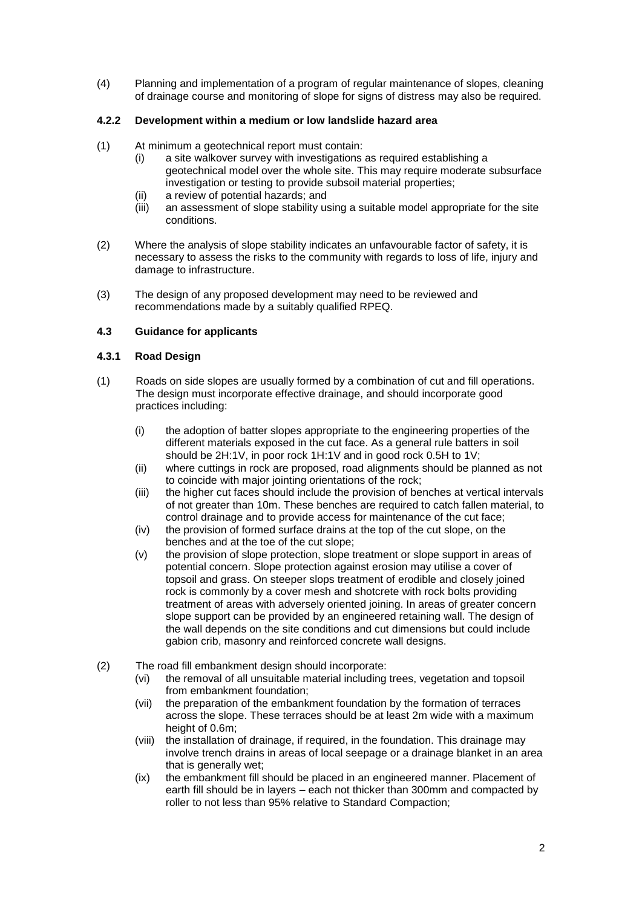(4) Planning and implementation of a program of regular maintenance of slopes, cleaning of drainage course and monitoring of slope for signs of distress may also be required.

#### 4.2.2 Development within a medium or low landslide hazard area

(1) At minimum a geotechnical report must contain:
- (i) a site walkover survey with investigations as required establishing a geotechnical model over the whole site. This may require moderate subsurface investigation or testing to provide subsoil material properties;
- (ii) a review of potential hazards; and
- (iii) an assessment of slope stability using a suitable model appropriate for the site conditions.

(2) Where the analysis of slope stability indicates an unfavourable factor of safety, it is necessary to assess the risks to the community with regards to loss of life, injury and damage to infrastructure.

(3) The design of any proposed development may need to be reviewed and recommendations made by a suitably qualified RPEQ.

### 4.3 Guidance for applicants

#### 4.3.1 Road Design

(1) Roads on side slopes are usually formed by a combination of cut and fill operations. The design must incorporate effective drainage, and should incorporate good practices including:
- (i) the adoption of batter slopes appropriate to the engineering properties of the different materials exposed in the cut face. As a general rule batters in soil should be 2H:1V, in poor rock 1H:1V and in good rock 0.5H to 1V;
- (ii) where cuttings in rock are proposed, road alignments should be planned as not to coincide with major jointing orientations of the rock;
- (iii) the higher cut faces should include the provision of benches at vertical intervals of not greater than 10m. These benches are required to catch fallen material, to control drainage and to provide access for maintenance of the cut face;
- (iv) the provision of formed surface drains at the top of the cut slope, on the benches and at the toe of the cut slope;
- (v) the provision of slope protection, slope treatment or slope support in areas of potential concern. Slope protection against erosion may utilise a cover of topsoil and grass. On steeper slops treatment of erodible and closely joined rock is commonly by a cover mesh and shotcrete with rock bolts providing treatment of areas with adversely oriented joining. In areas of greater concern slope support can be provided by an engineered retaining wall. The design of the wall depends on the site conditions and cut dimensions but could include gabion crib, masonry and reinforced concrete wall designs.

(2) The road fill embankment design should incorporate:
- (vi) the removal of all unsuitable material including trees, vegetation and topsoil from embankment foundation;
- (vii) the preparation of the embankment foundation by the formation of terraces across the slope. These terraces should be at least 2m wide with a maximum height of 0.6m;
- (viii) the installation of drainage, if required, in the foundation. This drainage may involve trench drains in areas of local seepage or a drainage blanket in an area that is generally wet;
- (ix) the embankment fill should be placed in an engineered manner. Placement of earth fill should be in layers – each not thicker than 300mm and compacted by roller to not less than 95% relative to Standard Compaction;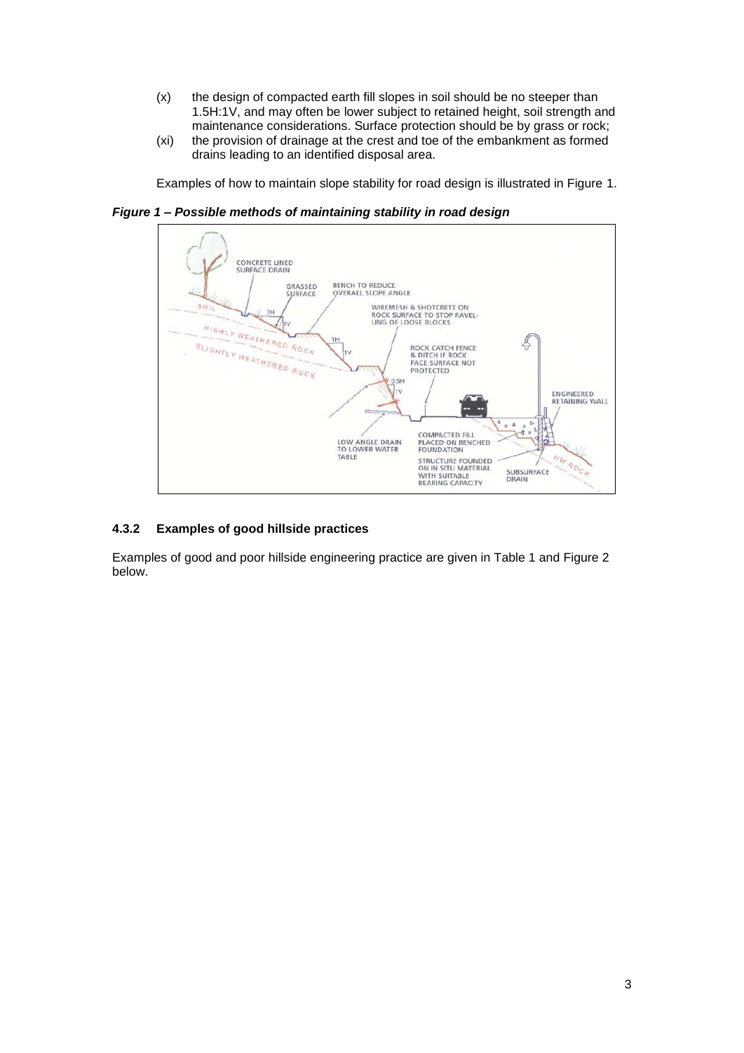(x) the design of compacted earth fill slopes in soil should be no steeper than 1.5H:1V, and may often be lower subject to retained height, soil strength and maintenance considerations. Surface protection should be by grass or rock;

(xi) the provision of drainage at the crest and toe of the embankment as formed drains leading to an identified disposal area.

Examples of how to maintain slope stability for road design is illustrated in Figure 1.

***Figure 1 – Possible methods of maintaining stability in road design***

### 4.3.2 Examples of good hillside practices

Examples of good and poor hillside engineering practice are given in Table 1 and Figure 2 below.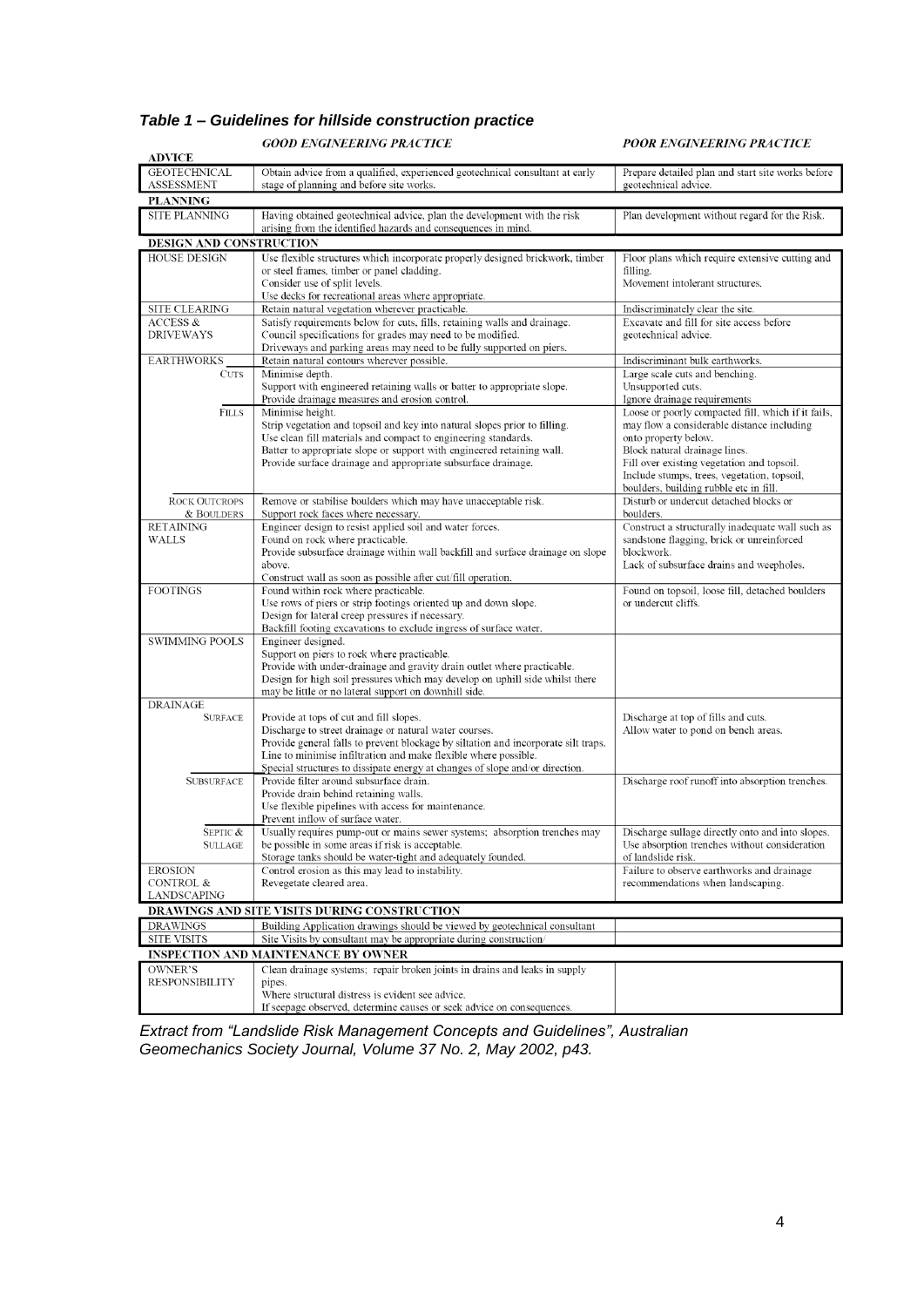***Table 1 – Guidelines for hillside construction practice***

| | *GOOD ENGINEERING PRACTICE* | *POOR ENGINEERING PRACTICE* |
|---|---|---|
| **ADVICE** | | |
| GEOTECHNICAL ASSESSMENT | Obtain advice from a qualified, experienced geotechnical consultant at early stage of planning and before site works. | Prepare detailed plan and start site works before geotechnical advice. |
| **PLANNING** | | |
| SITE PLANNING | Having obtained geotechnical advice, plan the development with the risk arising from the identified hazards and consequences in mind. | Plan development without regard for the Risk. |
| **DESIGN AND CONSTRUCTION** | | |
| HOUSE DESIGN | Use flexible structures which incorporate properly designed brickwork, timber or steel frames, timber or panel cladding.<br>Consider use of split levels.<br>Use decks for recreational areas where appropriate. | Floor plans which require extensive cutting and filling.<br>Movement intolerant structures. |
| SITE CLEARING | Retain natural vegetation wherever practicable. | Indiscriminately clear the site. |
| ACCESS & DRIVEWAYS | Satisfy requirements below for cuts, fills, retaining walls and drainage.<br>Council specifications for grades may need to be modified.<br>Driveways and parking areas may need to be fully supported on piers. | Excavate and fill for site access before geotechnical advice. |
| EARTHWORKS | Retain natural contours wherever possible. | Indiscriminant bulk earthworks. |
| CUTS | Minimise depth.<br>Support with engineered retaining walls or batter to appropriate slope.<br>Provide drainage measures and erosion control. | Large scale cuts and benching.<br>Unsupported cuts.<br>Ignore drainage requirements |
| FILLS | Minimise height.<br>Strip vegetation and topsoil and key into natural slopes prior to filling.<br>Use clean fill materials and compact to engineering standards.<br>Batter to appropriate slope or support with engineered retaining wall.<br>Provide surface drainage and appropriate subsurface drainage. | Loose or poorly compacted fill, which if it fails, may flow a considerable distance including onto property below.<br>Block natural drainage lines.<br>Fill over existing vegetation and topsoil.<br>Include stumps, trees, vegetation, topsoil, boulders, building rubble etc in fill. |
| ROCK OUTCROPS & BOULDERS | Remove or stabilise boulders which may have unacceptable risk.<br>Support rock faces where necessary. | Disturb or undercut detached blocks or boulders. |
| RETAINING WALLS | Engineer design to resist applied soil and water forces.<br>Found on rock where practicable.<br>Provide subsurface drainage within wall backfill and surface drainage on slope above.<br>Construct wall as soon as possible after cut/fill operation. | Construct a structurally inadequate wall such as sandstone flagging, brick or unreinforced blockwork.<br>Lack of subsurface drains and weepholes. |
| FOOTINGS | Found within rock where practicable.<br>Use rows of piers or strip footings oriented up and down slope.<br>Design for lateral creep pressures if necessary.<br>Backfill footing excavations to exclude ingress of surface water. | Found on topsoil, loose fill, detached boulders or undercut cliffs. |
| SWIMMING POOLS | Engineer designed.<br>Support on piers to rock where practicable.<br>Provide with under-drainage and gravity drain outlet where practicable.<br>Design for high soil pressures which may develop on uphill side whilst there may be little or no lateral support on downhill side. | |
| DRAINAGE | | |
| SURFACE | Provide at tops of cut and fill slopes.<br>Discharge to street drainage or natural water courses.<br>Provide general falls to prevent blockage by siltation and incorporate silt traps.<br>Line to minimise infiltration and make flexible where possible.<br>Special structures to dissipate energy at changes of slope and/or direction. | Discharge at top of fills and cuts.<br>Allow water to pond on bench areas. |
| SUBSURFACE | Provide filter around subsurface drain.<br>Provide drain behind retaining walls.<br>Use flexible pipelines with access for maintenance.<br>Prevent inflow of surface water. | Discharge roof runoff into absorption trenches. |
| SEPTIC & SULLAGE | Usually requires pump-out or mains sewer systems; absorption trenches may be possible in some areas if risk is acceptable.<br>Storage tanks should be water-tight and adequately founded. | Discharge sullage directly onto and into slopes.<br>Use absorption trenches without consideration of landslide risk. |
| EROSION CONTROL & LANDSCAPING | Control erosion as this may lead to instability.<br>Revegetate cleared area. | Failure to observe earthworks and drainage recommendations when landscaping. |
| **DRAWINGS AND SITE VISITS DURING CONSTRUCTION** | | |
| DRAWINGS | Building Application drawings should be viewed by geotechnical consultant | |
| SITE VISITS | Site Visits by consultant may be appropriate during construction/ | |
| **INSPECTION AND MAINTENANCE BY OWNER** | | |
| OWNER'S RESPONSIBILITY | Clean drainage systems; repair broken joints in drains and leaks in supply pipes.<br>Where structural distress is evident see advice.<br>If seepage observed, determine causes or seek advice on consequences. | |

*Extract from "Landslide Risk Management Concepts and Guidelines", Australian Geomechanics Society Journal, Volume 37 No. 2, May 2002, p43.*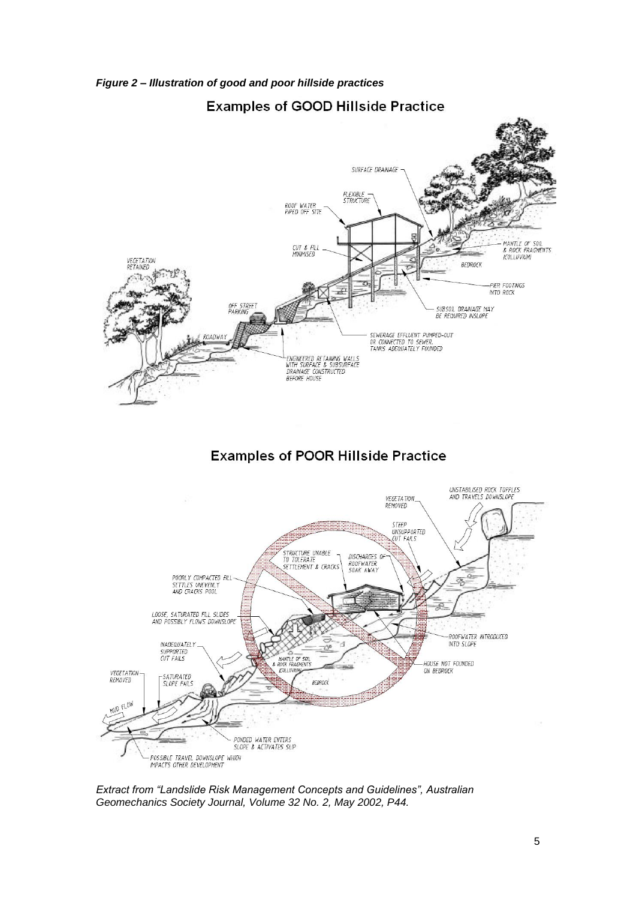***Figure 2 – Illustration of good and poor hillside practices***

## Examples of GOOD Hillside Practice

SURFACE DRAINAGE

FLEXIBLE STRUCTURE

ROOF WATER PIPED OFF SITE

CUT & FILL MINIMISED

VEGETATION RETAINED

MANTLE OF SOIL & ROCK FRAGMENTS (COLLUVIUM)

BEDROCK

PIER FOOTINGS INTO ROCK

OFF STREET PARKING

SUBSOIL DRAINAGE MAY BE REQUIRED INSLOPE

ROADWAY

SEWERAGE EFFLUENT PUMPED-OUT OR CONNECTED TO SEWER. TANKS ADEQUATELY FOUNDED

ENGINEERED RETAINING WALLS WITH SURFACE & SUBSURFACE DRAINAGE CONSTRUCTED BEFORE HOUSE

## Examples of POOR Hillside Practice

UNSTABILISED ROCK TOPPLES AND TRAVELS DOWNSLOPE

VEGETATION REMOVED

STEEP UNSUPPORTED CUT FAILS

STRUCTURE UNABLE TO TOLERATE SETTLEMENT & CRACKS

DISCHARGES OF ROOFWATER SOAK AWAY

POORLY COMPACTED FILL SETTLES UNEVENLY AND CRACKS POOL

LOOSE, SATURATED FILL SLIDES AND POSSIBLY FLOWS DOWNSLOPE

ROOFWATER INTRODUCED INTO SLOPE

INADEQUATELY SUPPORTED CUT FAILS

MANTLE OF SOIL & ROCK FRAGMENTS (COLLUVIUM)

HOUSE NOT FOUNDED ON BEDROCK

VEGETATION REMOVED

SATURATED SLOPE FAILS

BEDROCK

MUD FLOW

PONDED WATER ENTERS SLOPE & ACTIVATES SLIP

POSSIBLE TRAVEL DOWNSLOPE WHICH IMPACTS OTHER DEVELOPMENT

*Extract from "Landslide Risk Management Concepts and Guidelines", Australian Geomechanics Society Journal, Volume 32 No. 2, May 2002, P44.*